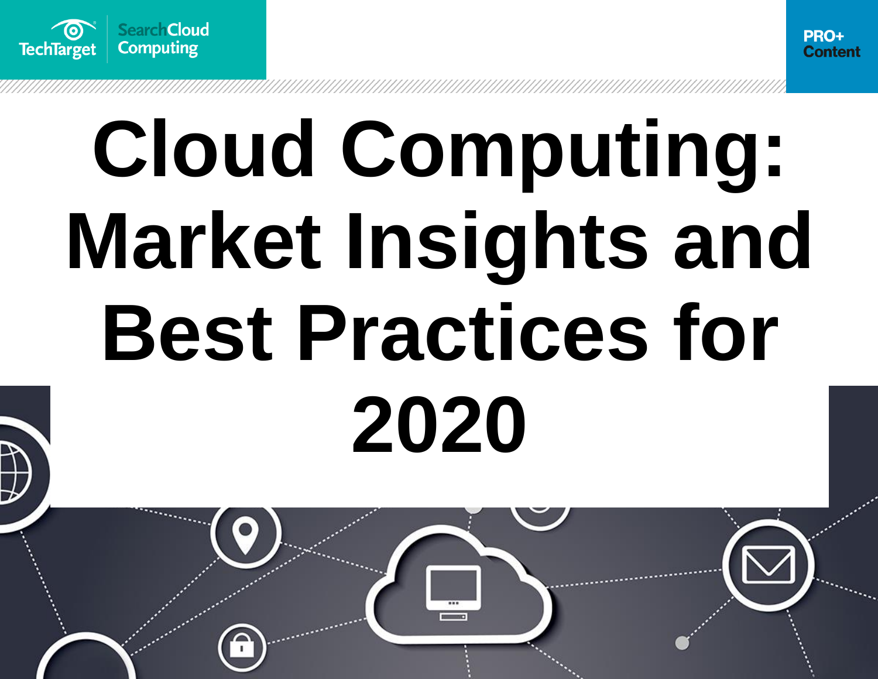TechTarget | SearchCloudComputing

PRO+ Content

# Cloud Computing: Market Insights and Best Practices for 2020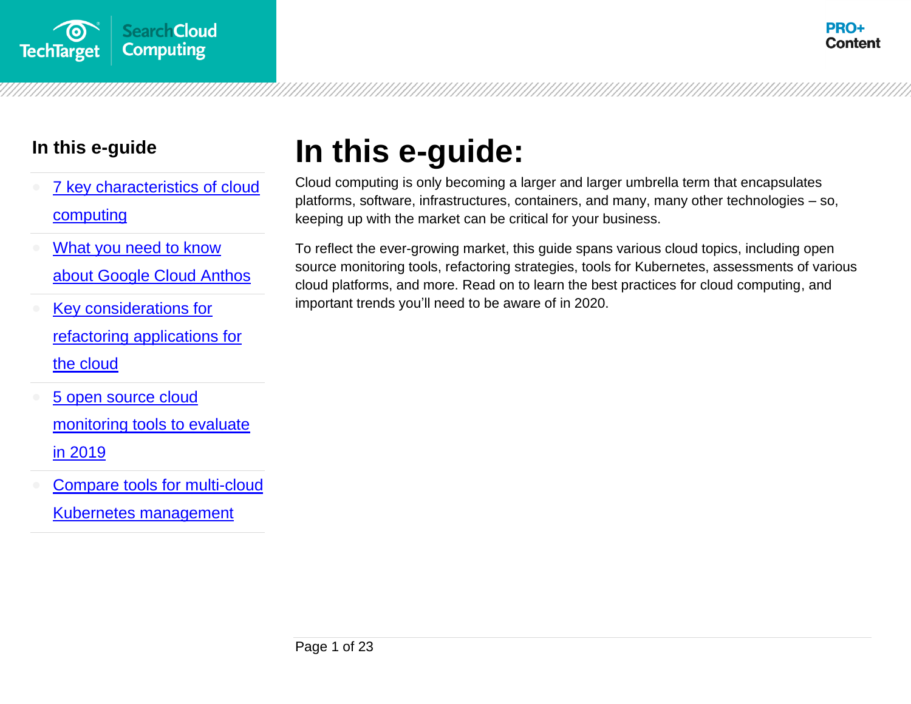## In this e-guide

- [7 key characteristics of cloud computing]
- [What you need to know about Google Cloud Anthos]
- [Key considerations for refactoring applications for the cloud]
- [5 open source cloud monitoring tools to evaluate in 2019]
- [Compare tools for multi-cloud Kubernetes management]

# In this e-guide:

Cloud computing is only becoming a larger and larger umbrella term that encapsulates platforms, software, infrastructures, containers, and many, many other technologies – so, keeping up with the market can be critical for your business.

To reflect the ever-growing market, this guide spans various cloud topics, including open source monitoring tools, refactoring strategies, tools for Kubernetes, assessments of various cloud platforms, and more. Read on to learn the best practices for cloud computing, and important trends you'll need to be aware of in 2020.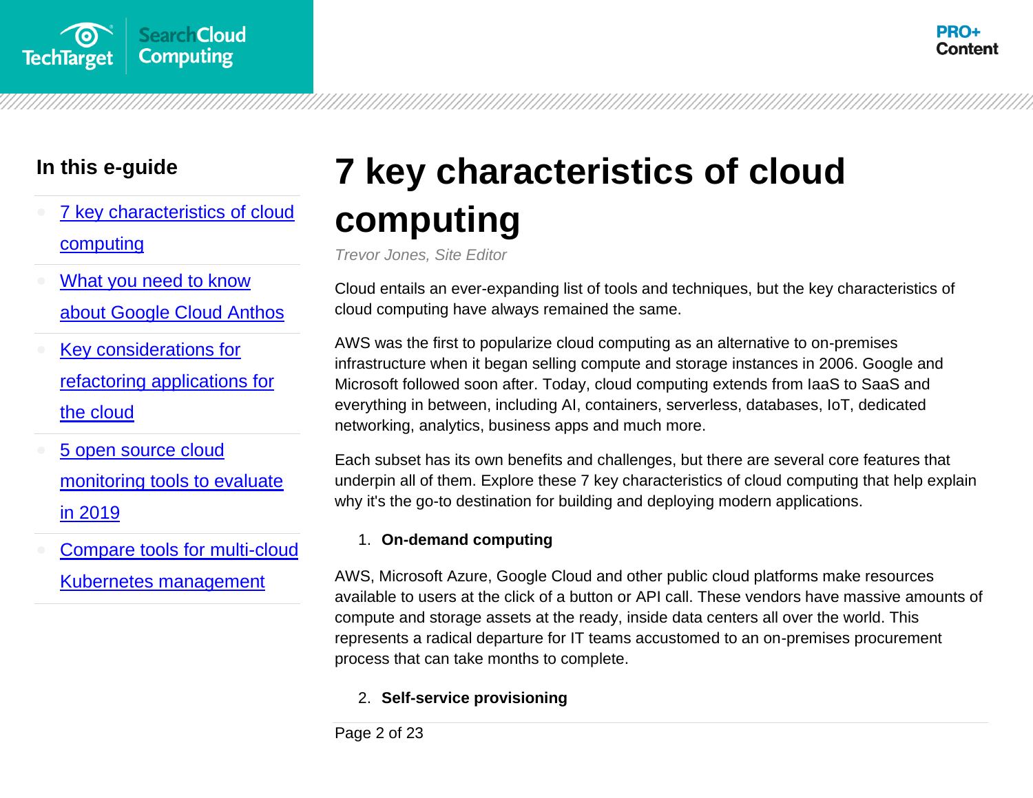## In this e-guide

- [7 key characteristics of cloud computing]
- [What you need to know about Google Cloud Anthos]
- [Key considerations for refactoring applications for the cloud]
- [5 open source cloud monitoring tools to evaluate in 2019]
- [Compare tools for multi-cloud Kubernetes management]

# 7 key characteristics of cloud computing

*Trevor Jones, Site Editor*

Cloud entails an ever-expanding list of tools and techniques, but the key characteristics of cloud computing have always remained the same.

AWS was the first to popularize cloud computing as an alternative to on-premises infrastructure when it began selling compute and storage instances in 2006. Google and Microsoft followed soon after. Today, cloud computing extends from IaaS to SaaS and everything in between, including AI, containers, serverless, databases, IoT, dedicated networking, analytics, business apps and much more.

Each subset has its own benefits and challenges, but there are several core features that underpin all of them. Explore these 7 key characteristics of cloud computing that help explain why it's the go-to destination for building and deploying modern applications.

1. **On-demand computing**

AWS, Microsoft Azure, Google Cloud and other public cloud platforms make resources available to users at the click of a button or API call. These vendors have massive amounts of compute and storage assets at the ready, inside data centers all over the world. This represents a radical departure for IT teams accustomed to an on-premises procurement process that can take months to complete.

2. **Self-service provisioning**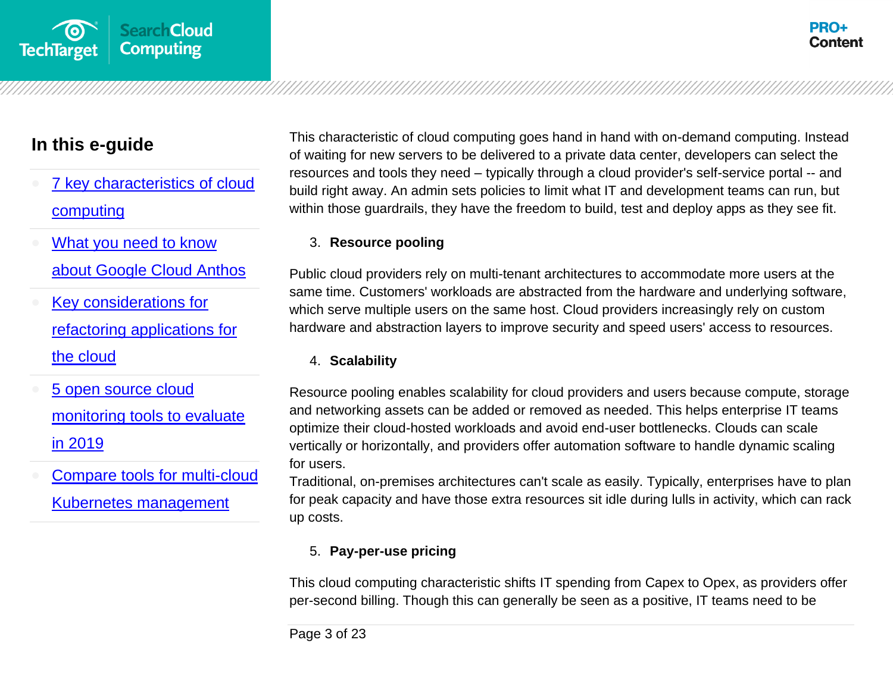This characteristic of cloud computing goes hand in hand with on-demand computing. Instead of waiting for new servers to be delivered to a private data center, developers can select the resources and tools they need – typically through a cloud provider's self-service portal -- and build right away. An admin sets policies to limit what IT and development teams can run, but within those guardrails, they have the freedom to build, test and deploy apps as they see fit.

3. **Resource pooling**

Public cloud providers rely on multi-tenant architectures to accommodate more users at the same time. Customers' workloads are abstracted from the hardware and underlying software, which serve multiple users on the same host. Cloud providers increasingly rely on custom hardware and abstraction layers to improve security and speed users' access to resources.

4. **Scalability**

Resource pooling enables scalability for cloud providers and users because compute, storage and networking assets can be added or removed as needed. This helps enterprise IT teams optimize their cloud-hosted workloads and avoid end-user bottlenecks. Clouds can scale vertically or horizontally, and providers offer automation software to handle dynamic scaling for users.
Traditional, on-premises architectures can't scale as easily. Typically, enterprises have to plan for peak capacity and have those extra resources sit idle during lulls in activity, which can rack up costs.

5. **Pay-per-use pricing**

This cloud computing characteristic shifts IT spending from Capex to Opex, as providers offer per-second billing. Though this can generally be seen as a positive, IT teams need to be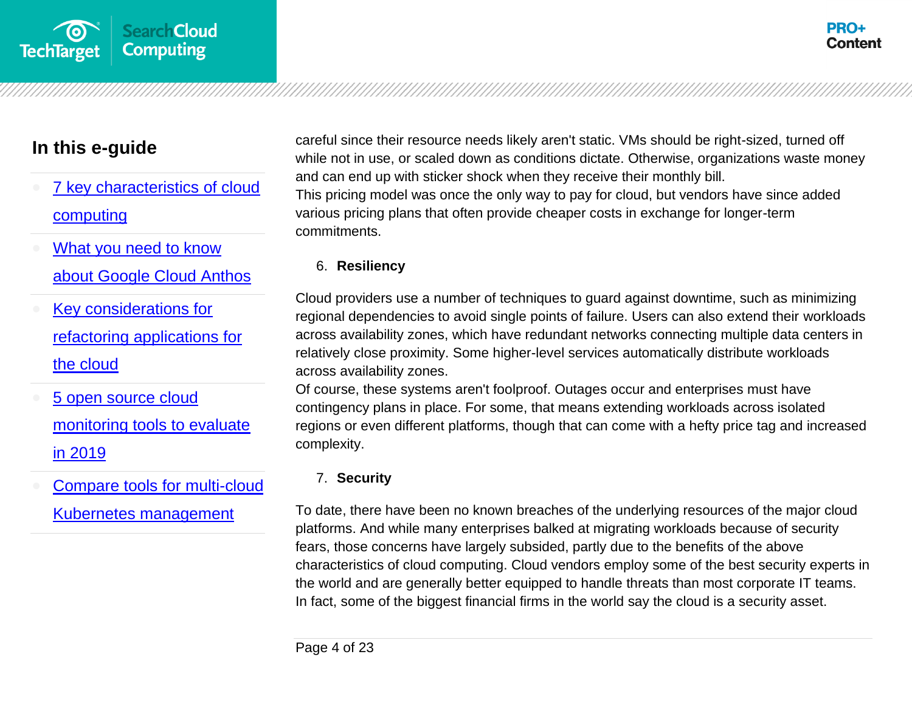careful since their resource needs likely aren't static. VMs should be right-sized, turned off while not in use, or scaled down as conditions dictate. Otherwise, organizations waste money and can end up with sticker shock when they receive their monthly bill.
This pricing model was once the only way to pay for cloud, but vendors have since added various pricing plans that often provide cheaper costs in exchange for longer-term commitments.

6. **Resiliency**

Cloud providers use a number of techniques to guard against downtime, such as minimizing regional dependencies to avoid single points of failure. Users can also extend their workloads across availability zones, which have redundant networks connecting multiple data centers in relatively close proximity. Some higher-level services automatically distribute workloads across availability zones.
Of course, these systems aren't foolproof. Outages occur and enterprises must have contingency plans in place. For some, that means extending workloads across isolated regions or even different platforms, though that can come with a hefty price tag and increased complexity.

7. **Security**

To date, there have been no known breaches of the underlying resources of the major cloud platforms. And while many enterprises balked at migrating workloads because of security fears, those concerns have largely subsided, partly due to the benefits of the above characteristics of cloud computing. Cloud vendors employ some of the best security experts in the world and are generally better equipped to handle threats than most corporate IT teams. In fact, some of the biggest financial firms in the world say the cloud is a security asset.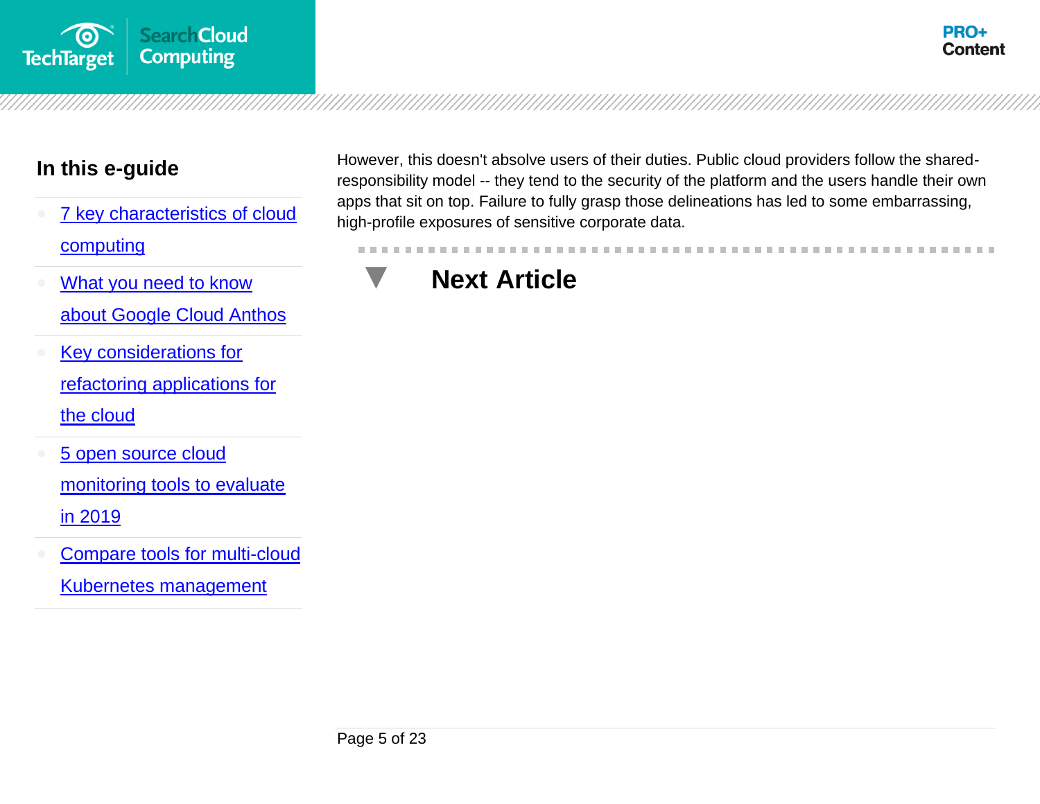## In this e-guide

- [7 key characteristics of cloud computing]
- [What you need to know about Google Cloud Anthos]
- [Key considerations for refactoring applications for the cloud]
- [5 open source cloud monitoring tools to evaluate in 2019]
- [Compare tools for multi-cloud Kubernetes management]

However, this doesn't absolve users of their duties. Public cloud providers follow the shared-responsibility model -- they tend to the security of the platform and the users handle their own apps that sit on top. Failure to fully grasp those delineations has led to some embarrassing, high-profile exposures of sensitive corporate data.

## Next Article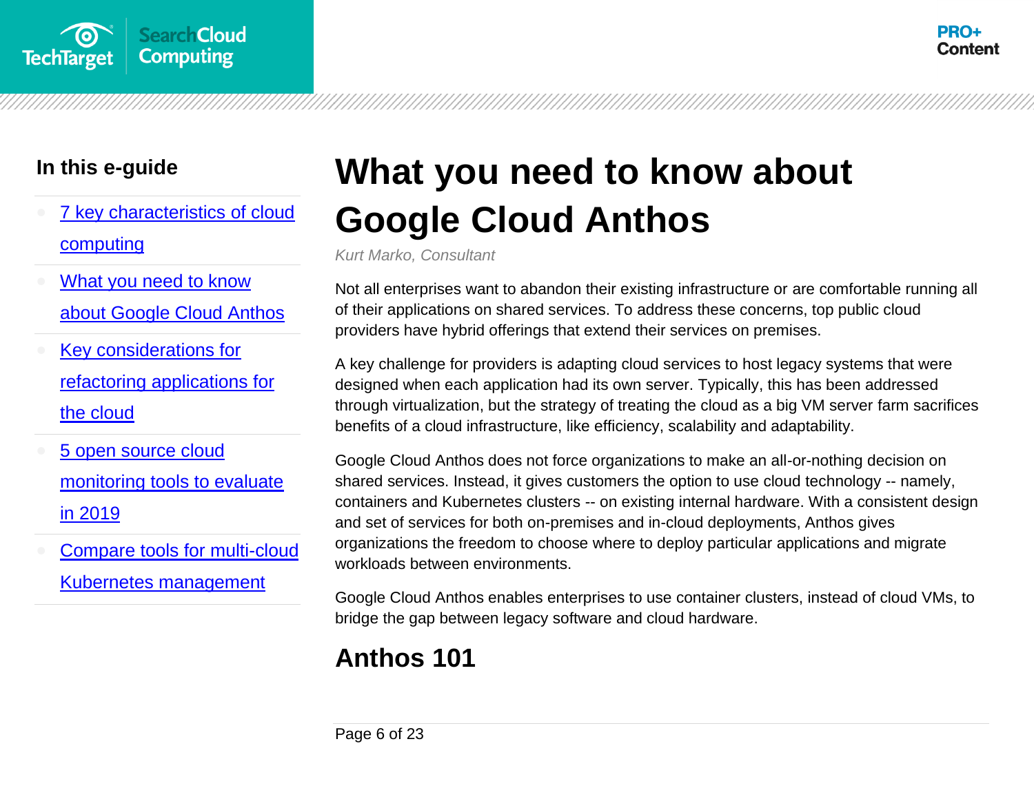# What you need to know about Google Cloud Anthos

*Kurt Marko, Consultant*

Not all enterprises want to abandon their existing infrastructure or are comfortable running all of their applications on shared services. To address these concerns, top public cloud providers have hybrid offerings that extend their services on premises.

A key challenge for providers is adapting cloud services to host legacy systems that were designed when each application had its own server. Typically, this has been addressed through virtualization, but the strategy of treating the cloud as a big VM server farm sacrifices benefits of a cloud infrastructure, like efficiency, scalability and adaptability.

Google Cloud Anthos does not force organizations to make an all-or-nothing decision on shared services. Instead, it gives customers the option to use cloud technology -- namely, containers and Kubernetes clusters -- on existing internal hardware. With a consistent design and set of services for both on-premises and in-cloud deployments, Anthos gives organizations the freedom to choose where to deploy particular applications and migrate workloads between environments.

Google Cloud Anthos enables enterprises to use container clusters, instead of cloud VMs, to bridge the gap between legacy software and cloud hardware.

## Anthos 101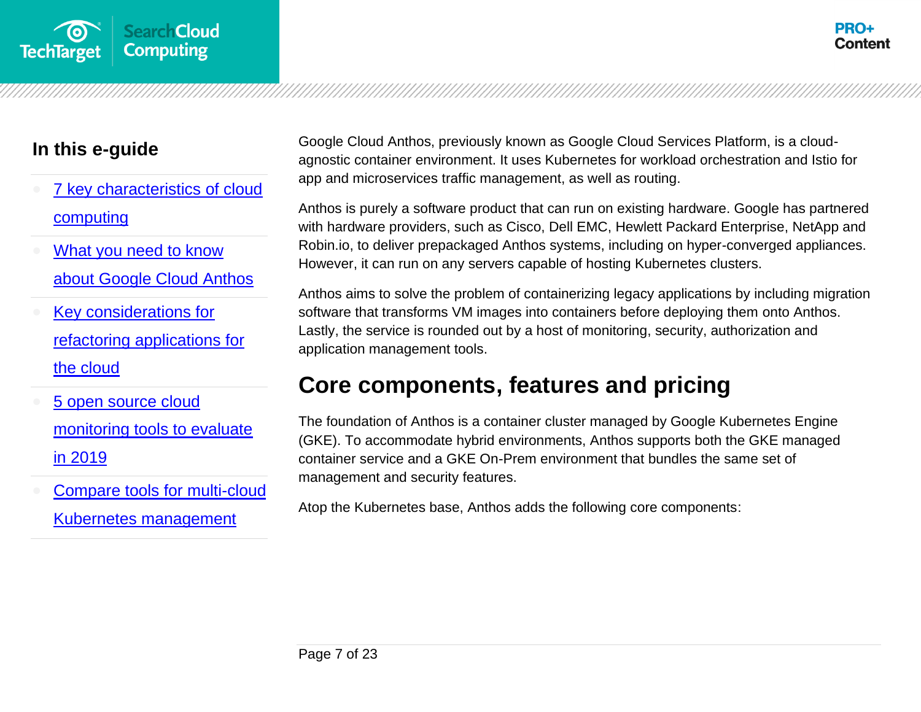## In this e-guide

- [7 key characteristics of cloud computing]
- [What you need to know about Google Cloud Anthos]
- [Key considerations for refactoring applications for the cloud]
- [5 open source cloud monitoring tools to evaluate in 2019]
- [Compare tools for multi-cloud Kubernetes management]

Google Cloud Anthos, previously known as Google Cloud Services Platform, is a cloud-agnostic container environment. It uses Kubernetes for workload orchestration and Istio for app and microservices traffic management, as well as routing.

Anthos is purely a software product that can run on existing hardware. Google has partnered with hardware providers, such as Cisco, Dell EMC, Hewlett Packard Enterprise, NetApp and Robin.io, to deliver prepackaged Anthos systems, including on hyper-converged appliances. However, it can run on any servers capable of hosting Kubernetes clusters.

Anthos aims to solve the problem of containerizing legacy applications by including migration software that transforms VM images into containers before deploying them onto Anthos. Lastly, the service is rounded out by a host of monitoring, security, authorization and application management tools.

# Core components, features and pricing

The foundation of Anthos is a container cluster managed by Google Kubernetes Engine (GKE). To accommodate hybrid environments, Anthos supports both the GKE managed container service and a GKE On-Prem environment that bundles the same set of management and security features.

Atop the Kubernetes base, Anthos adds the following core components: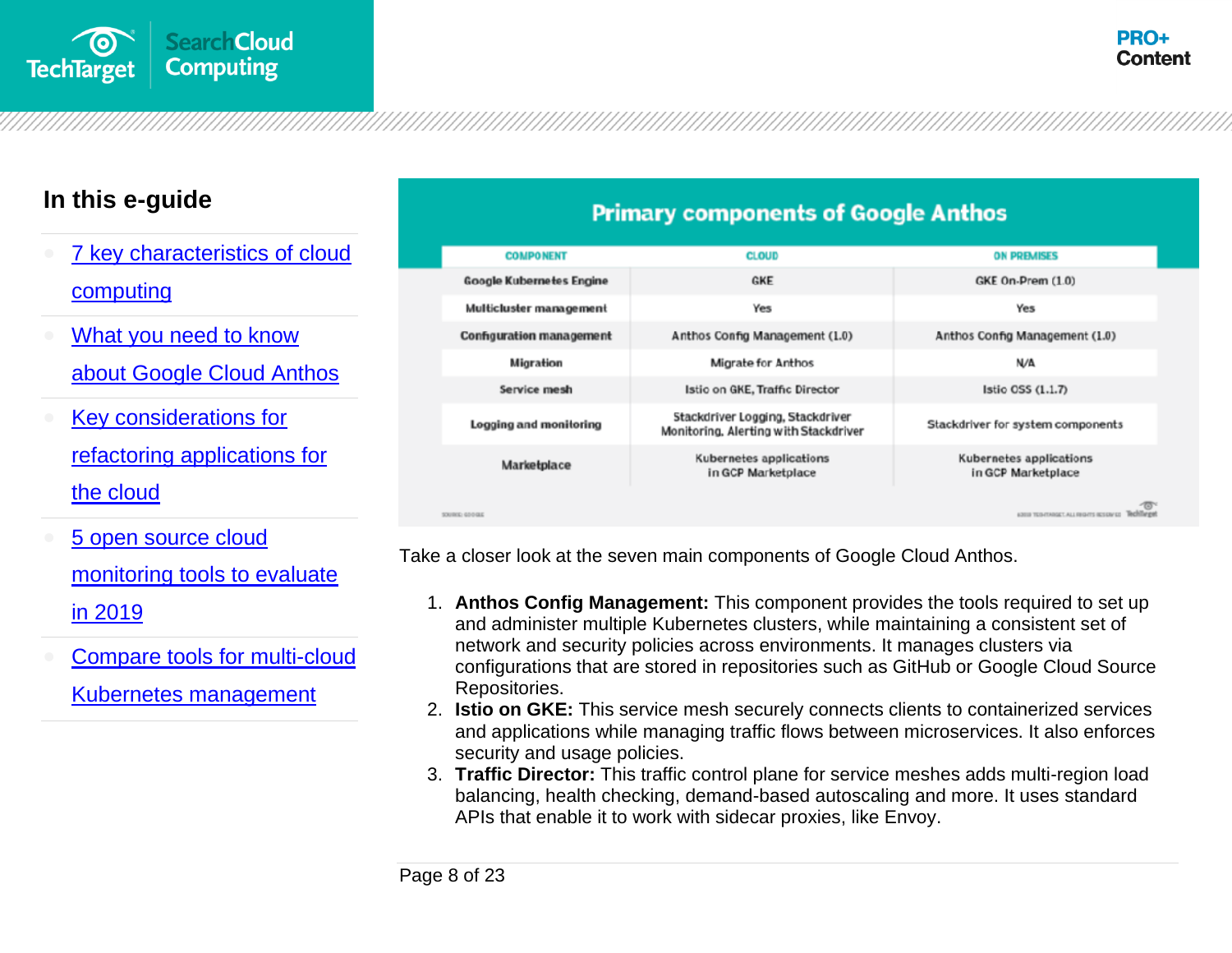## In this e-guide

- 7 key characteristics of cloud computing
- What you need to know about Google Cloud Anthos
- Key considerations for refactoring applications for the cloud
- 5 open source cloud monitoring tools to evaluate in 2019
- Compare tools for multi-cloud Kubernetes management

**Primary components of Google Anthos**

| COMPONENT | CLOUD | ON PREMISES |
| --- | --- | --- |
| Google Kubernetes Engine | GKE | GKE On-Prem (1.0) |
| Multicluster management | Yes | Yes |
| Configuration management | Anthos Config Management (1.0) | Anthos Config Management (1.0) |
| Migration | Migrate for Anthos | N/A |
| Service mesh | Istio on GKE, Traffic Director | Istio OSS (1.1.7) |
| Logging and monitoring | Stackdriver Logging, Stackdriver Monitoring, Alerting with Stackdriver | Stackdriver for system components |
| Marketplace | Kubernetes applications in GCP Marketplace | Kubernetes applications in GCP Marketplace |

Take a closer look at the seven main components of Google Cloud Anthos.

1. **Anthos Config Management:** This component provides the tools required to set up and administer multiple Kubernetes clusters, while maintaining a consistent set of network and security policies across environments. It manages clusters via configurations that are stored in repositories such as GitHub or Google Cloud Source Repositories.
2. **Istio on GKE:** This service mesh securely connects clients to containerized services and applications while managing traffic flows between microservices. It also enforces security and usage policies.
3. **Traffic Director:** This traffic control plane for service meshes adds multi-region load balancing, health checking, demand-based autoscaling and more. It uses standard APIs that enable it to work with sidecar proxies, like Envoy.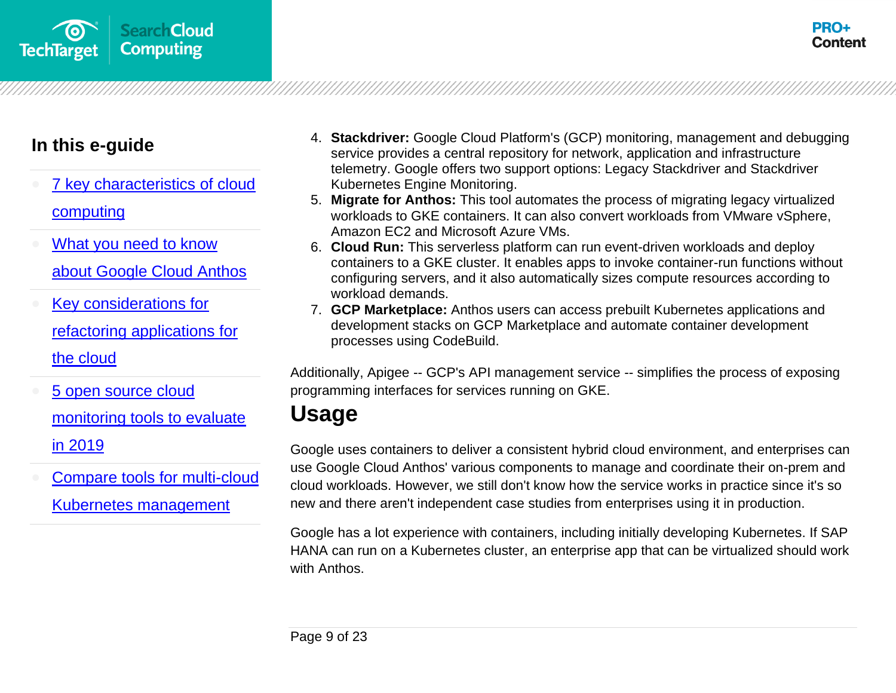4. **Stackdriver:** Google Cloud Platform's (GCP) monitoring, management and debugging service provides a central repository for network, application and infrastructure telemetry. Google offers two support options: Legacy Stackdriver and Stackdriver Kubernetes Engine Monitoring.
5. **Migrate for Anthos:** This tool automates the process of migrating legacy virtualized workloads to GKE containers. It can also convert workloads from VMware vSphere, Amazon EC2 and Microsoft Azure VMs.
6. **Cloud Run:** This serverless platform can run event-driven workloads and deploy containers to a GKE cluster. It enables apps to invoke container-run functions without configuring servers, and it also automatically sizes compute resources according to workload demands.
7. **GCP Marketplace:** Anthos users can access prebuilt Kubernetes applications and development stacks on GCP Marketplace and automate container development processes using CodeBuild.

Additionally, Apigee -- GCP's API management service -- simplifies the process of exposing programming interfaces for services running on GKE.

## Usage

Google uses containers to deliver a consistent hybrid cloud environment, and enterprises can use Google Cloud Anthos' various components to manage and coordinate their on-prem and cloud workloads. However, we still don't know how the service works in practice since it's so new and there aren't independent case studies from enterprises using it in production.

Google has a lot experience with containers, including initially developing Kubernetes. If SAP HANA can run on a Kubernetes cluster, an enterprise app that can be virtualized should work with Anthos.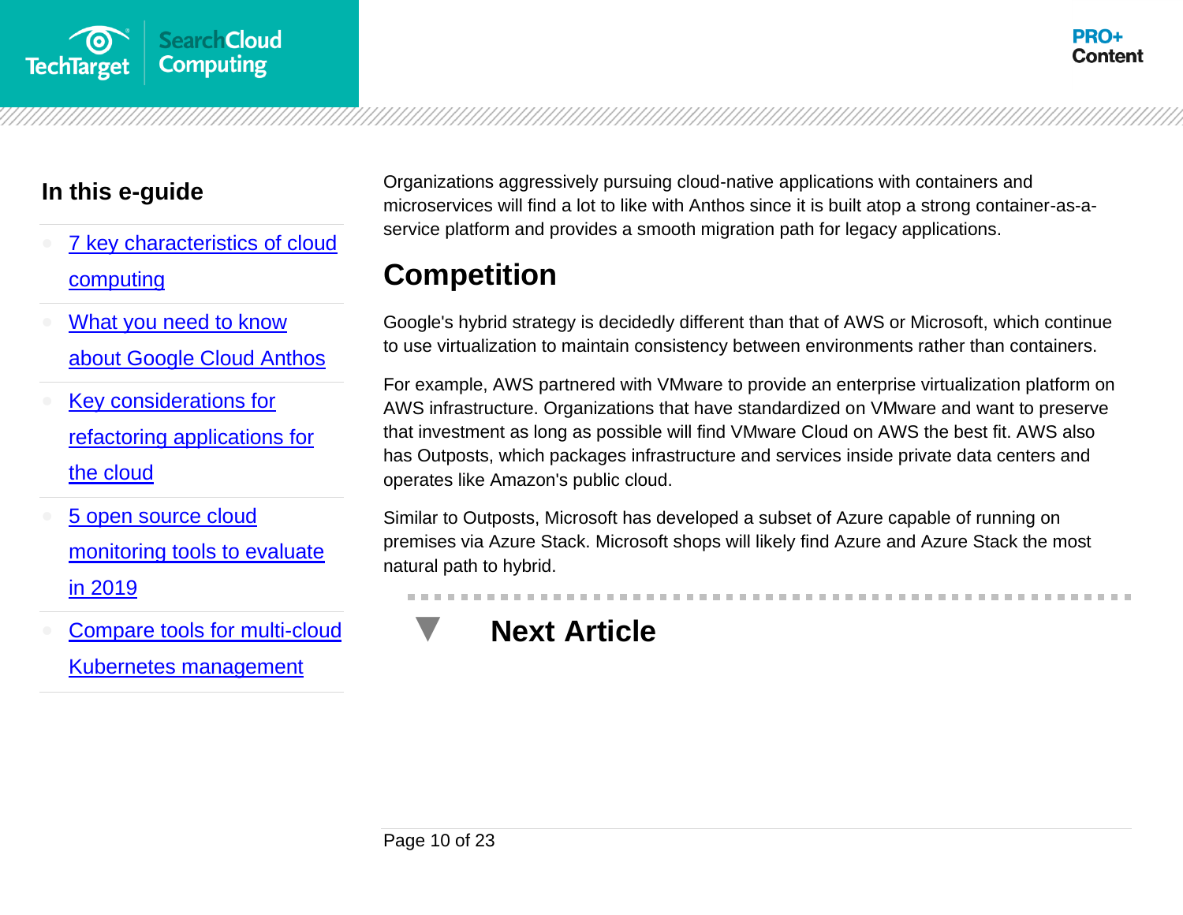Organizations aggressively pursuing cloud-native applications with containers and microservices will find a lot to like with Anthos since it is built atop a strong container-as-a-service platform and provides a smooth migration path for legacy applications.

## Competition

Google's hybrid strategy is decidedly different than that of AWS or Microsoft, which continue to use virtualization to maintain consistency between environments rather than containers.

For example, AWS partnered with VMware to provide an enterprise virtualization platform on AWS infrastructure. Organizations that have standardized on VMware and want to preserve that investment as long as possible will find VMware Cloud on AWS the best fit. AWS also has Outposts, which packages infrastructure and services inside private data centers and operates like Amazon's public cloud.

Similar to Outposts, Microsoft has developed a subset of Azure capable of running on premises via Azure Stack. Microsoft shops will likely find Azure and Azure Stack the most natural path to hybrid.

## Next Article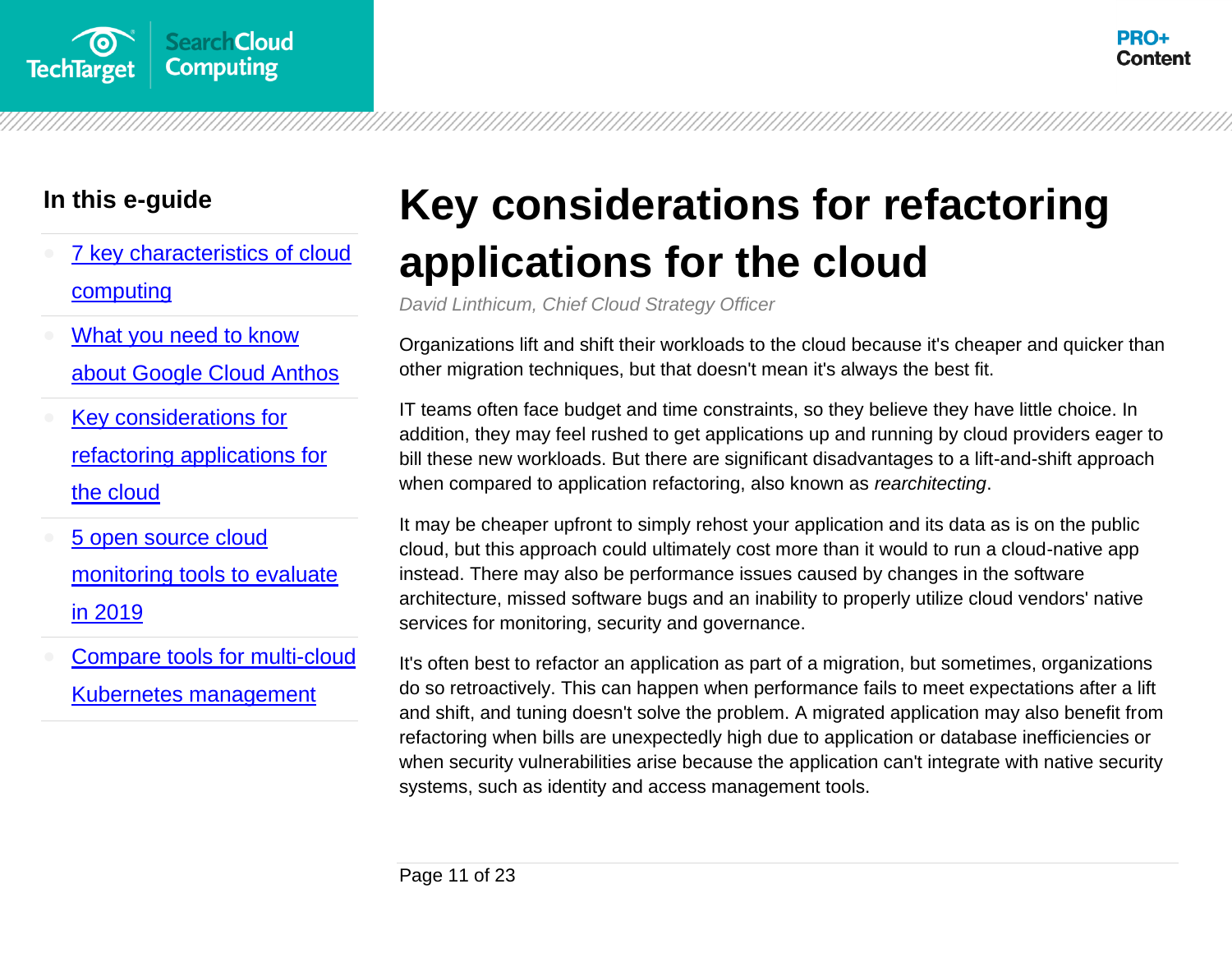# Key considerations for refactoring applications for the cloud

*David Linthicum, Chief Cloud Strategy Officer*

Organizations lift and shift their workloads to the cloud because it's cheaper and quicker than other migration techniques, but that doesn't mean it's always the best fit.

IT teams often face budget and time constraints, so they believe they have little choice. In addition, they may feel rushed to get applications up and running by cloud providers eager to bill these new workloads. But there are significant disadvantages to a lift-and-shift approach when compared to application refactoring, also known as *rearchitecting*.

It may be cheaper upfront to simply rehost your application and its data as is on the public cloud, but this approach could ultimately cost more than it would to run a cloud-native app instead. There may also be performance issues caused by changes in the software architecture, missed software bugs and an inability to properly utilize cloud vendors' native services for monitoring, security and governance.

It's often best to refactor an application as part of a migration, but sometimes, organizations do so retroactively. This can happen when performance fails to meet expectations after a lift and shift, and tuning doesn't solve the problem. A migrated application may also benefit from refactoring when bills are unexpectedly high due to application or database inefficiencies or when security vulnerabilities arise because the application can't integrate with native security systems, such as identity and access management tools.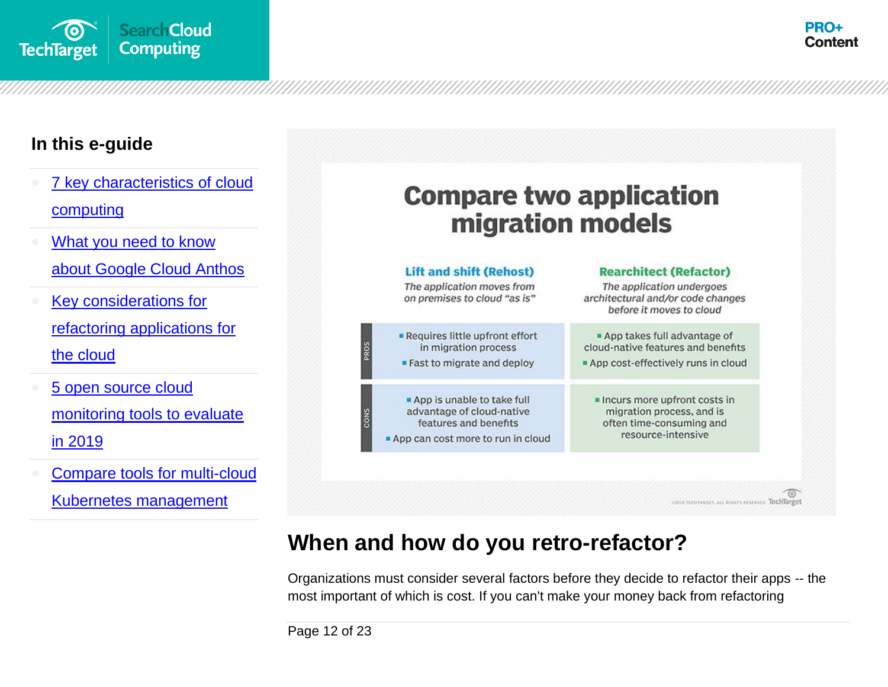## In this e-guide

- [7 key characteristics of cloud computing]
- [What you need to know about Google Cloud Anthos]
- [Key considerations for refactoring applications for the cloud]
- [5 open source cloud monitoring tools to evaluate in 2019]
- [Compare tools for multi-cloud Kubernetes management]

# Compare two application migration models

| | **Lift and shift (Rehost)** *The application moves from on premises to cloud "as is"* | **Rearchitect (Refactor)** *The application undergoes architectural and/or code changes before it moves to cloud* |
|---|---|---|
| PROS | ▪ Requires little upfront effort in migration process<br>▪ Fast to migrate and deploy | ▪ App takes full advantage of cloud-native features and benefits<br>▪ App cost-effectively runs in cloud |
| CONS | ▪ App is unable to take full advantage of cloud-native features and benefits<br>▪ App can cost more to run in cloud | ▪ Incurs more upfront costs in migration process, and is often time-consuming and resource-intensive |

©2018 TECHTARGET. ALL RIGHTS RESERVED TechTarget

## When and how do you retro-refactor?

Organizations must consider several factors before they decide to refactor their apps -- the most important of which is cost. If you can't make your money back from refactoring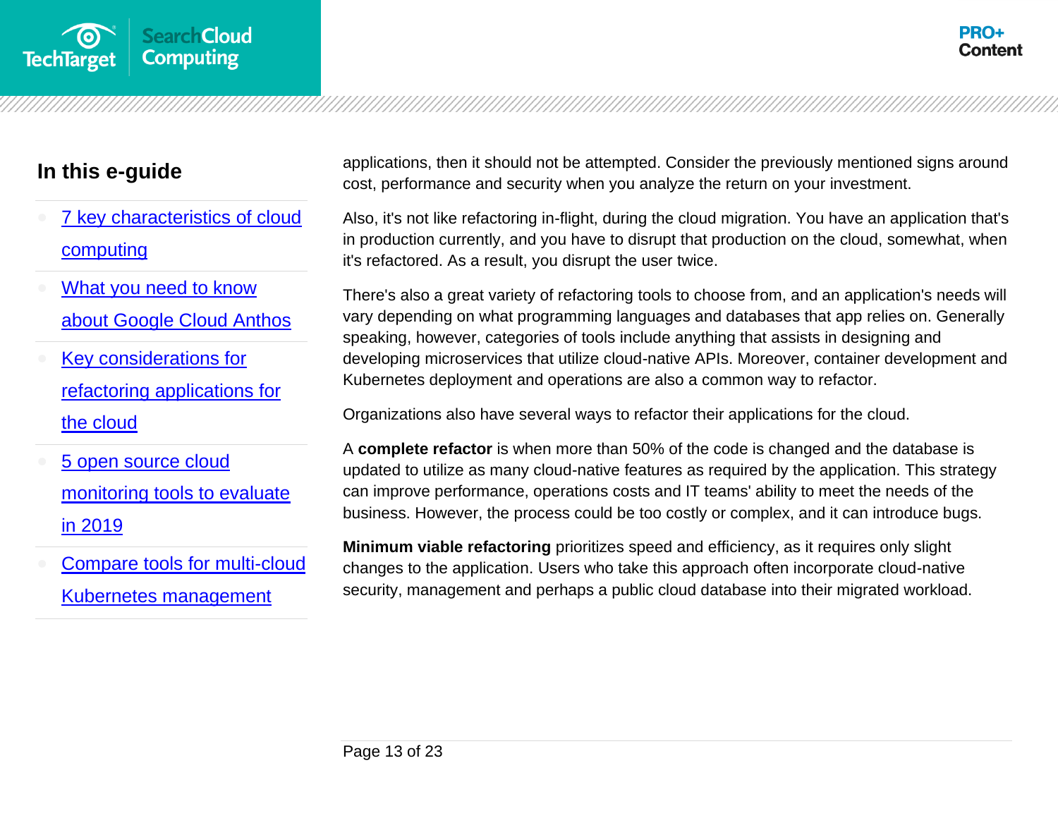applications, then it should not be attempted. Consider the previously mentioned signs around cost, performance and security when you analyze the return on your investment.

Also, it's not like refactoring in-flight, during the cloud migration. You have an application that's in production currently, and you have to disrupt that production on the cloud, somewhat, when it's refactored. As a result, you disrupt the user twice.

There's also a great variety of refactoring tools to choose from, and an application's needs will vary depending on what programming languages and databases that app relies on. Generally speaking, however, categories of tools include anything that assists in designing and developing microservices that utilize cloud-native APIs. Moreover, container development and Kubernetes deployment and operations are also a common way to refactor.

Organizations also have several ways to refactor their applications for the cloud.

A **complete refactor** is when more than 50% of the code is changed and the database is updated to utilize as many cloud-native features as required by the application. This strategy can improve performance, operations costs and IT teams' ability to meet the needs of the business. However, the process could be too costly or complex, and it can introduce bugs.

**Minimum viable refactoring** prioritizes speed and efficiency, as it requires only slight changes to the application. Users who take this approach often incorporate cloud-native security, management and perhaps a public cloud database into their migrated workload.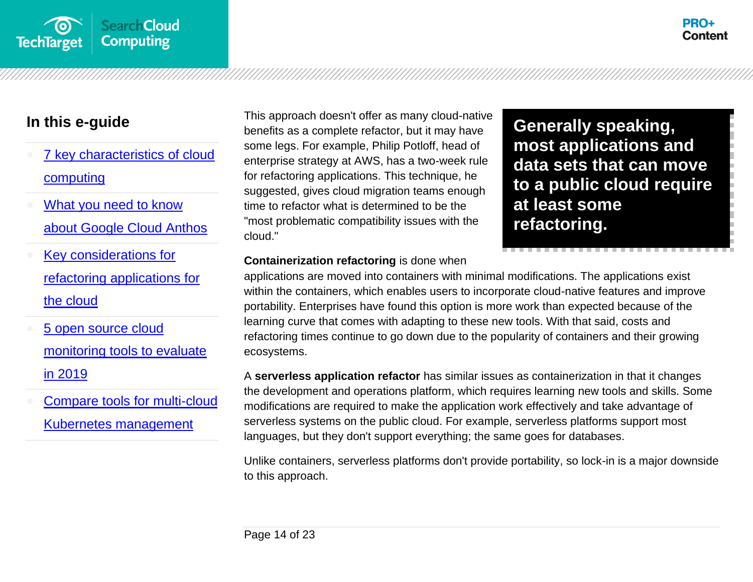## In this e-guide

- 7 key characteristics of cloud computing
- What you need to know about Google Cloud Anthos
- Key considerations for refactoring applications for the cloud
- 5 open source cloud monitoring tools to evaluate in 2019
- Compare tools for multi-cloud Kubernetes management

This approach doesn't offer as many cloud-native benefits as a complete refactor, but it may have some legs. For example, Philip Potloff, head of enterprise strategy at AWS, has a two-week rule for refactoring applications. This technique, he suggested, gives cloud migration teams enough time to refactor what is determined to be the "most problematic compatibility issues with the cloud."

> **Generally speaking, most applications and data sets that can move to a public cloud require at least some refactoring.**

**Containerization refactoring** is done when applications are moved into containers with minimal modifications. The applications exist within the containers, which enables users to incorporate cloud-native features and improve portability. Enterprises have found this option is more work than expected because of the learning curve that comes with adapting to these new tools. With that said, costs and refactoring times continue to go down due to the popularity of containers and their growing ecosystems.

A **serverless application refactor** has similar issues as containerization in that it changes the development and operations platform, which requires learning new tools and skills. Some modifications are required to make the application work effectively and take advantage of serverless systems on the public cloud. For example, serverless platforms support most languages, but they don't support everything; the same goes for databases.

Unlike containers, serverless platforms don't provide portability, so lock-in is a major downside to this approach.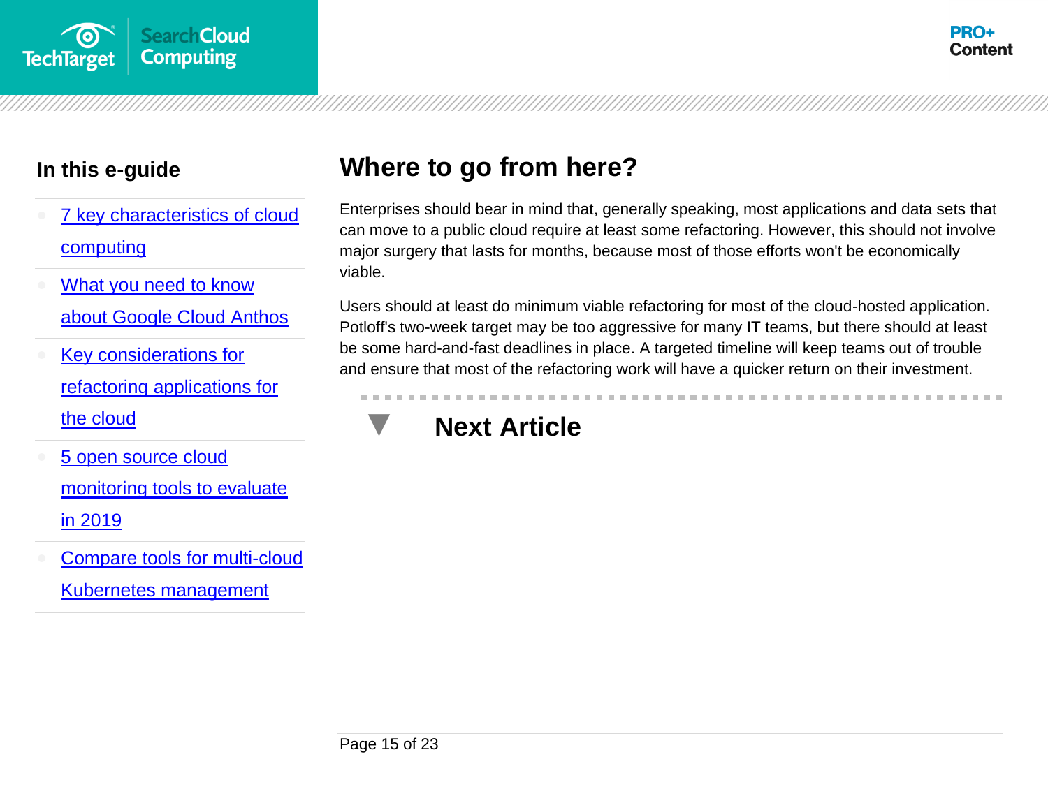## In this e-guide

- [7 key characteristics of cloud computing]
- [What you need to know about Google Cloud Anthos]
- [Key considerations for refactoring applications for the cloud]
- [5 open source cloud monitoring tools to evaluate in 2019]
- [Compare tools for multi-cloud Kubernetes management]

# Where to go from here?

Enterprises should bear in mind that, generally speaking, most applications and data sets that can move to a public cloud require at least some refactoring. However, this should not involve major surgery that lasts for months, because most of those efforts won't be economically viable.

Users should at least do minimum viable refactoring for most of the cloud-hosted application. Potloff's two-week target may be too aggressive for many IT teams, but there should at least be some hard-and-fast deadlines in place. A targeted timeline will keep teams out of trouble and ensure that most of the refactoring work will have a quicker return on their investment.

## Next Article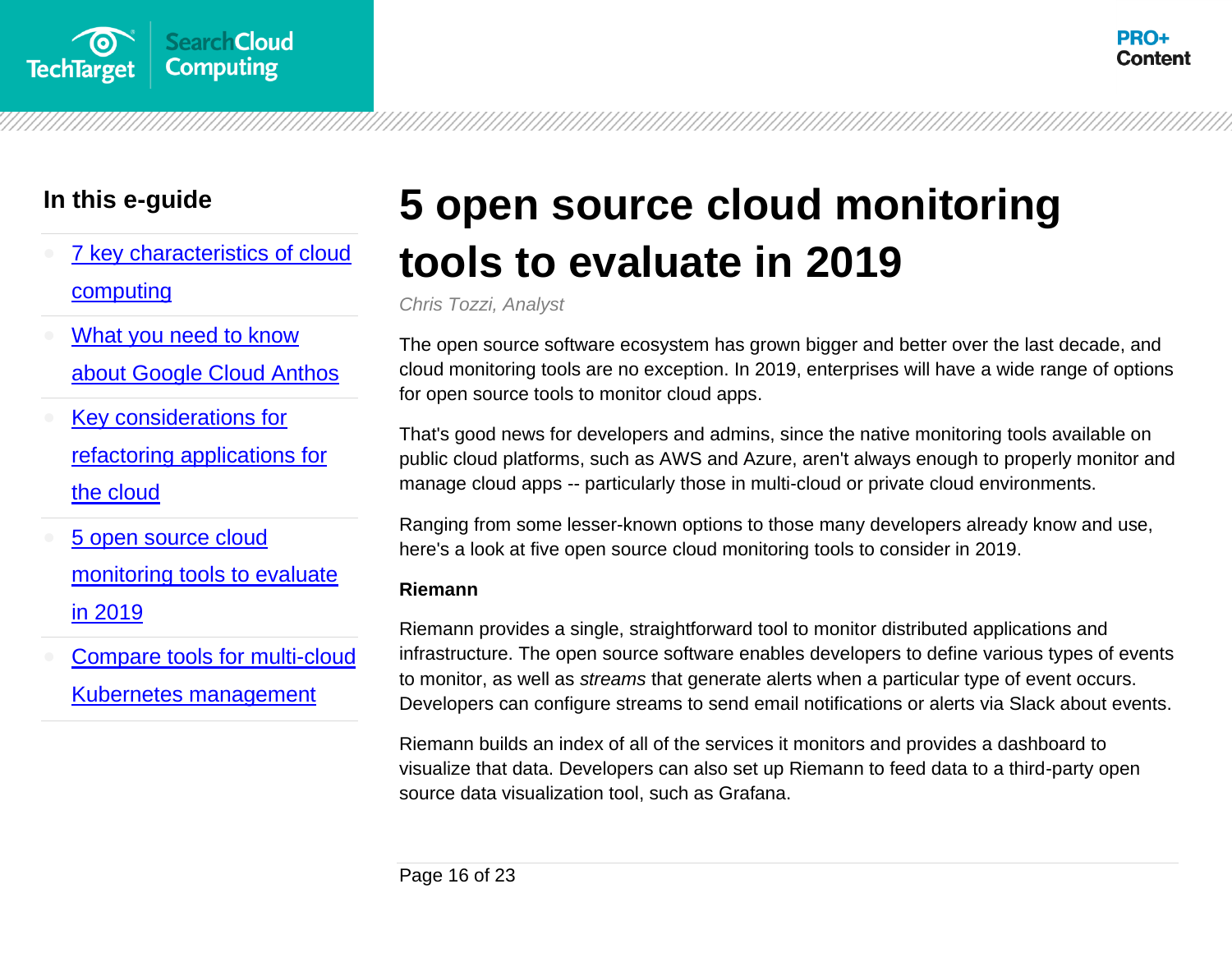## In this e-guide

- [7 key characteristics of cloud computing]
- [What you need to know about Google Cloud Anthos]
- [Key considerations for refactoring applications for the cloud]
- [5 open source cloud monitoring tools to evaluate in 2019]
- [Compare tools for multi-cloud Kubernetes management]

# 5 open source cloud monitoring tools to evaluate in 2019

*Chris Tozzi, Analyst*

The open source software ecosystem has grown bigger and better over the last decade, and cloud monitoring tools are no exception. In 2019, enterprises will have a wide range of options for open source tools to monitor cloud apps.

That's good news for developers and admins, since the native monitoring tools available on public cloud platforms, such as AWS and Azure, aren't always enough to properly monitor and manage cloud apps -- particularly those in multi-cloud or private cloud environments.

Ranging from some lesser-known options to those many developers already know and use, here's a look at five open source cloud monitoring tools to consider in 2019.

**Riemann**

Riemann provides a single, straightforward tool to monitor distributed applications and infrastructure. The open source software enables developers to define various types of events to monitor, as well as *streams* that generate alerts when a particular type of event occurs. Developers can configure streams to send email notifications or alerts via Slack about events.

Riemann builds an index of all of the services it monitors and provides a dashboard to visualize that data. Developers can also set up Riemann to feed data to a third-party open source data visualization tool, such as Grafana.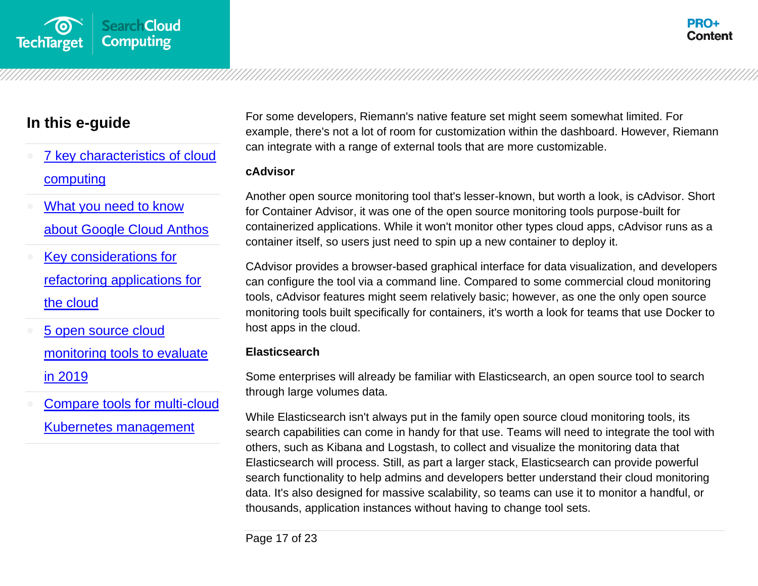For some developers, Riemann's native feature set might seem somewhat limited. For example, there's not a lot of room for customization within the dashboard. However, Riemann can integrate with a range of external tools that are more customizable.

**cAdvisor**

Another open source monitoring tool that's lesser-known, but worth a look, is cAdvisor. Short for Container Advisor, it was one of the open source monitoring tools purpose-built for containerized applications. While it won't monitor other types cloud apps, cAdvisor runs as a container itself, so users just need to spin up a new container to deploy it.

CAdvisor provides a browser-based graphical interface for data visualization, and developers can configure the tool via a command line. Compared to some commercial cloud monitoring tools, cAdvisor features might seem relatively basic; however, as one the only open source monitoring tools built specifically for containers, it's worth a look for teams that use Docker to host apps in the cloud.

**Elasticsearch**

Some enterprises will already be familiar with Elasticsearch, an open source tool to search through large volumes data.

While Elasticsearch isn't always put in the family open source cloud monitoring tools, its search capabilities can come in handy for that use. Teams will need to integrate the tool with others, such as Kibana and Logstash, to collect and visualize the monitoring data that Elasticsearch will process. Still, as part a larger stack, Elasticsearch can provide powerful search functionality to help admins and developers better understand their cloud monitoring data. It's also designed for massive scalability, so teams can use it to monitor a handful, or thousands, application instances without having to change tool sets.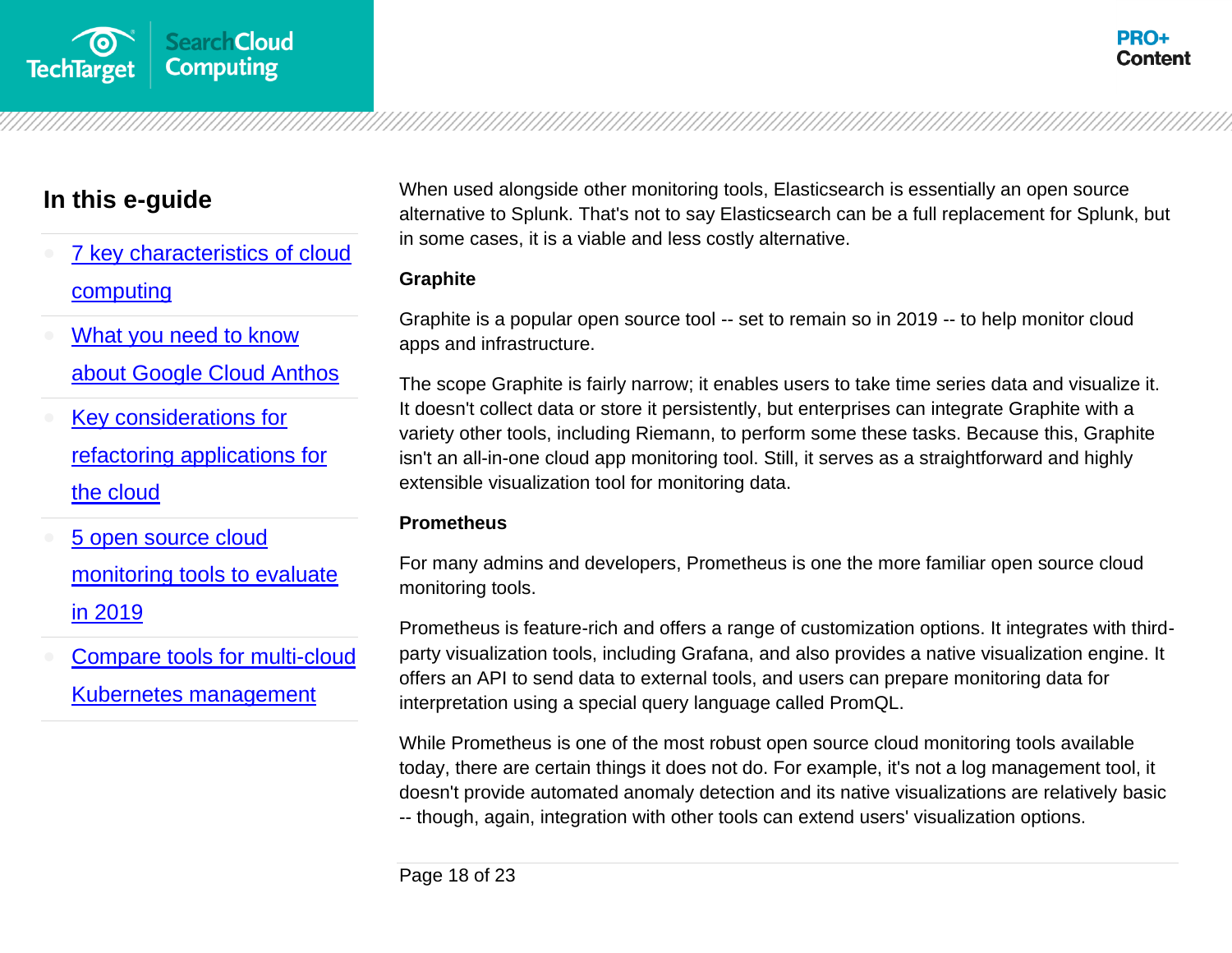When used alongside other monitoring tools, Elasticsearch is essentially an open source alternative to Splunk. That's not to say Elasticsearch can be a full replacement for Splunk, but in some cases, it is a viable and less costly alternative.

**Graphite**

Graphite is a popular open source tool -- set to remain so in 2019 -- to help monitor cloud apps and infrastructure.

The scope Graphite is fairly narrow; it enables users to take time series data and visualize it. It doesn't collect data or store it persistently, but enterprises can integrate Graphite with a variety other tools, including Riemann, to perform some these tasks. Because this, Graphite isn't an all-in-one cloud app monitoring tool. Still, it serves as a straightforward and highly extensible visualization tool for monitoring data.

**Prometheus**

For many admins and developers, Prometheus is one the more familiar open source cloud monitoring tools.

Prometheus is feature-rich and offers a range of customization options. It integrates with third-party visualization tools, including Grafana, and also provides a native visualization engine. It offers an API to send data to external tools, and users can prepare monitoring data for interpretation using a special query language called PromQL.

While Prometheus is one of the most robust open source cloud monitoring tools available today, there are certain things it does not do. For example, it's not a log management tool, it doesn't provide automated anomaly detection and its native visualizations are relatively basic -- though, again, integration with other tools can extend users' visualization options.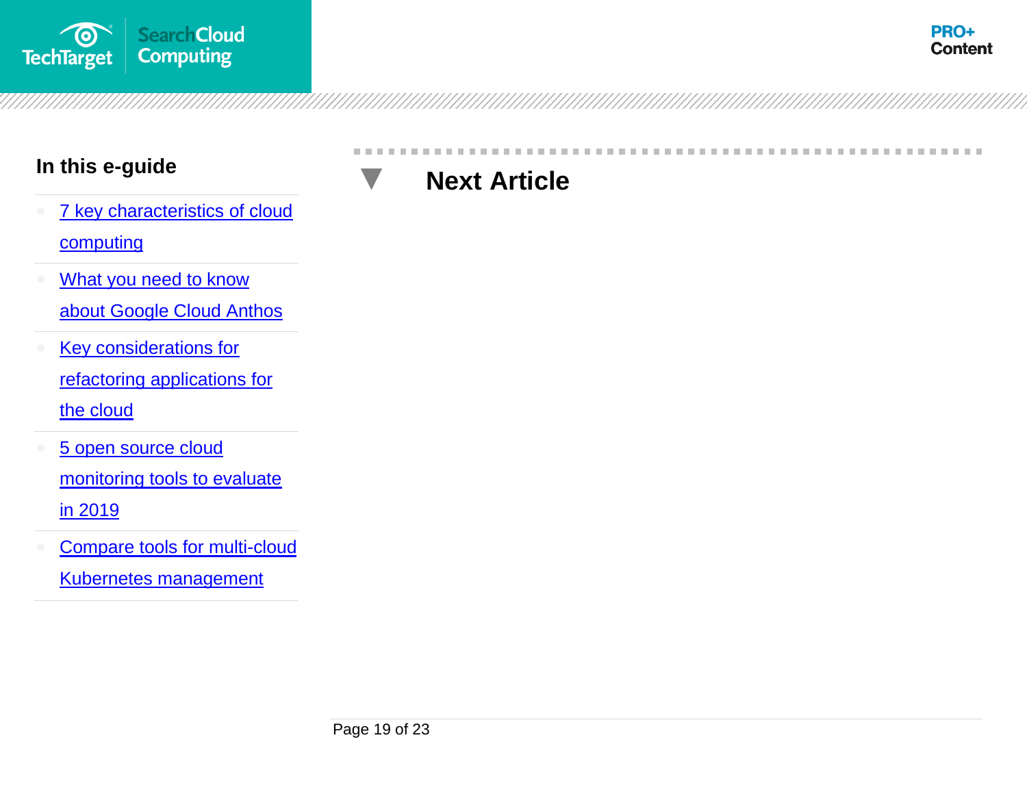## In this e-guide

- [7 key characteristics of cloud computing]
- [What you need to know about Google Cloud Anthos]
- [Key considerations for refactoring applications for the cloud]
- [5 open source cloud monitoring tools to evaluate in 2019]
- [Compare tools for multi-cloud Kubernetes management]

# Next Article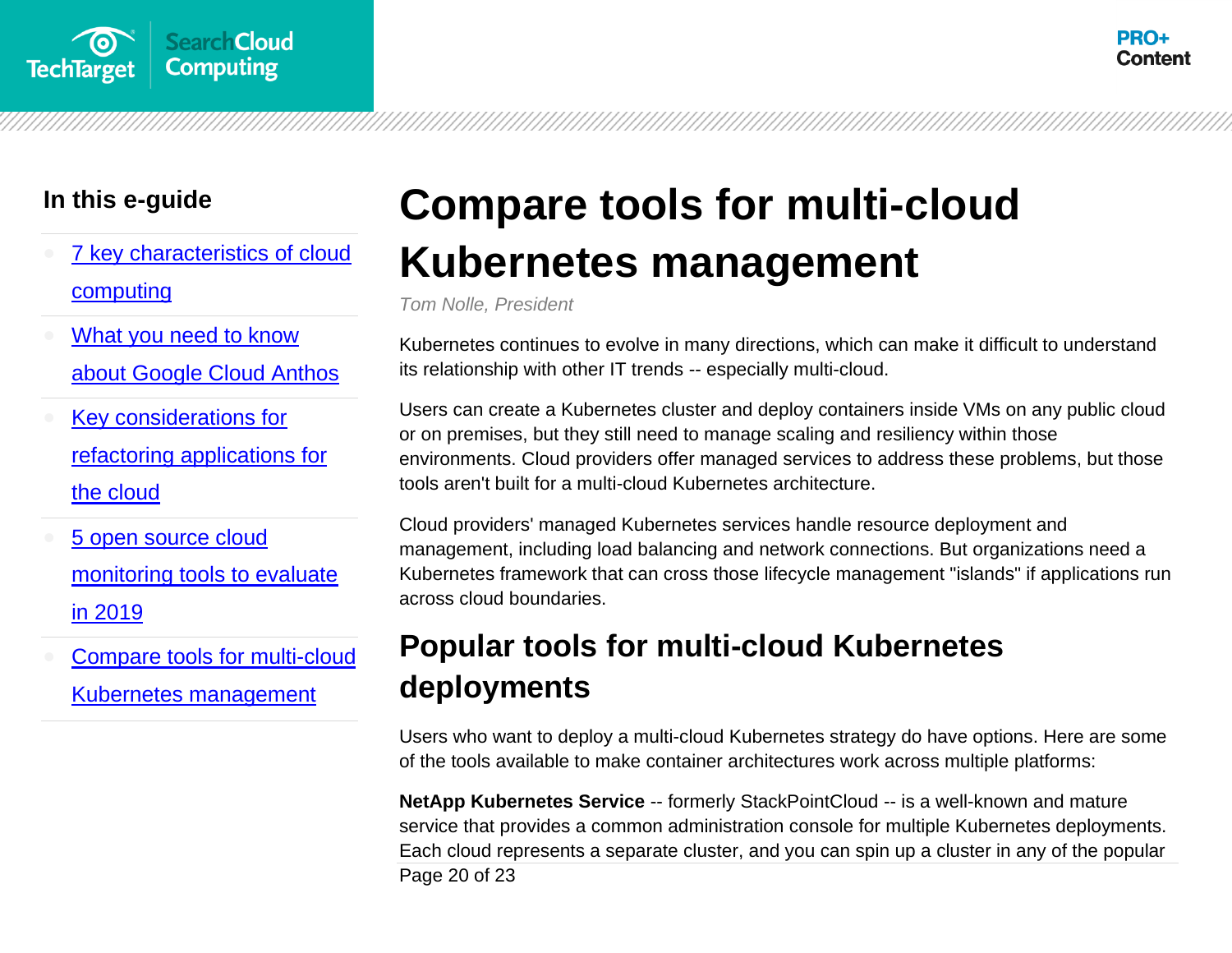# Compare tools for multi-cloud Kubernetes management

*Tom Nolle, President*

Kubernetes continues to evolve in many directions, which can make it difficult to understand its relationship with other IT trends -- especially multi-cloud.

Users can create a Kubernetes cluster and deploy containers inside VMs on any public cloud or on premises, but they still need to manage scaling and resiliency within those environments. Cloud providers offer managed services to address these problems, but those tools aren't built for a multi-cloud Kubernetes architecture.

Cloud providers' managed Kubernetes services handle resource deployment and management, including load balancing and network connections. But organizations need a Kubernetes framework that can cross those lifecycle management "islands" if applications run across cloud boundaries.

## Popular tools for multi-cloud Kubernetes deployments

Users who want to deploy a multi-cloud Kubernetes strategy do have options. Here are some of the tools available to make container architectures work across multiple platforms:

**NetApp Kubernetes Service** -- formerly StackPointCloud -- is a well-known and mature service that provides a common administration console for multiple Kubernetes deployments. Each cloud represents a separate cluster, and you can spin up a cluster in any of the popular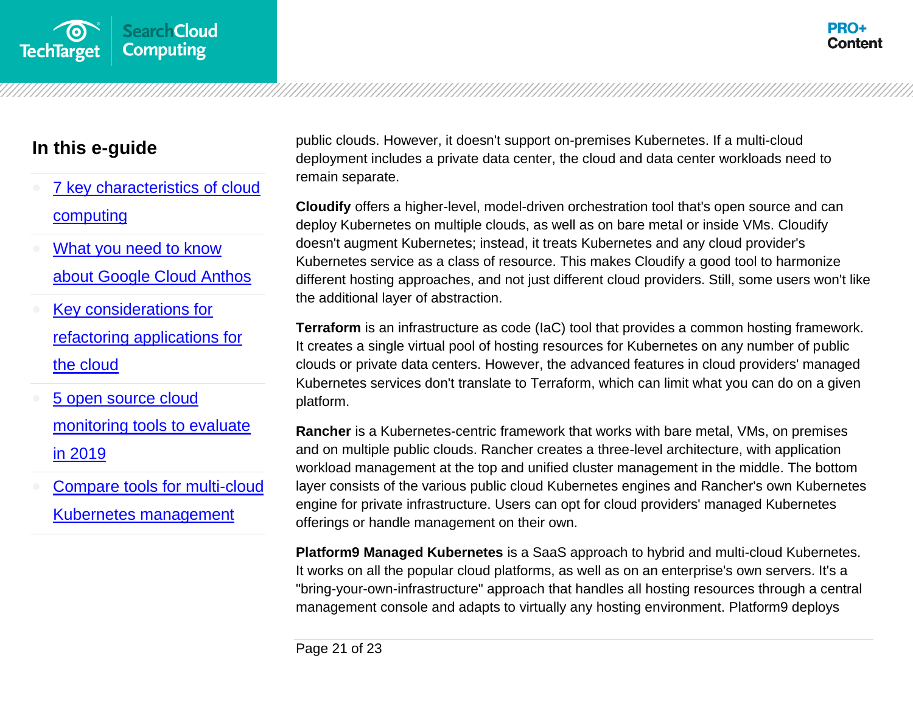public clouds. However, it doesn't support on-premises Kubernetes. If a multi-cloud deployment includes a private data center, the cloud and data center workloads need to remain separate.

**Cloudify** offers a higher-level, model-driven orchestration tool that's open source and can deploy Kubernetes on multiple clouds, as well as on bare metal or inside VMs. Cloudify doesn't augment Kubernetes; instead, it treats Kubernetes and any cloud provider's Kubernetes service as a class of resource. This makes Cloudify a good tool to harmonize different hosting approaches, and not just different cloud providers. Still, some users won't like the additional layer of abstraction.

**Terraform** is an infrastructure as code (IaC) tool that provides a common hosting framework. It creates a single virtual pool of hosting resources for Kubernetes on any number of public clouds or private data centers. However, the advanced features in cloud providers' managed Kubernetes services don't translate to Terraform, which can limit what you can do on a given platform.

**Rancher** is a Kubernetes-centric framework that works with bare metal, VMs, on premises and on multiple public clouds. Rancher creates a three-level architecture, with application workload management at the top and unified cluster management in the middle. The bottom layer consists of the various public cloud Kubernetes engines and Rancher's own Kubernetes engine for private infrastructure. Users can opt for cloud providers' managed Kubernetes offerings or handle management on their own.

**Platform9 Managed Kubernetes** is a SaaS approach to hybrid and multi-cloud Kubernetes. It works on all the popular cloud platforms, as well as on an enterprise's own servers. It's a "bring-your-own-infrastructure" approach that handles all hosting resources through a central management console and adapts to virtually any hosting environment. Platform9 deploys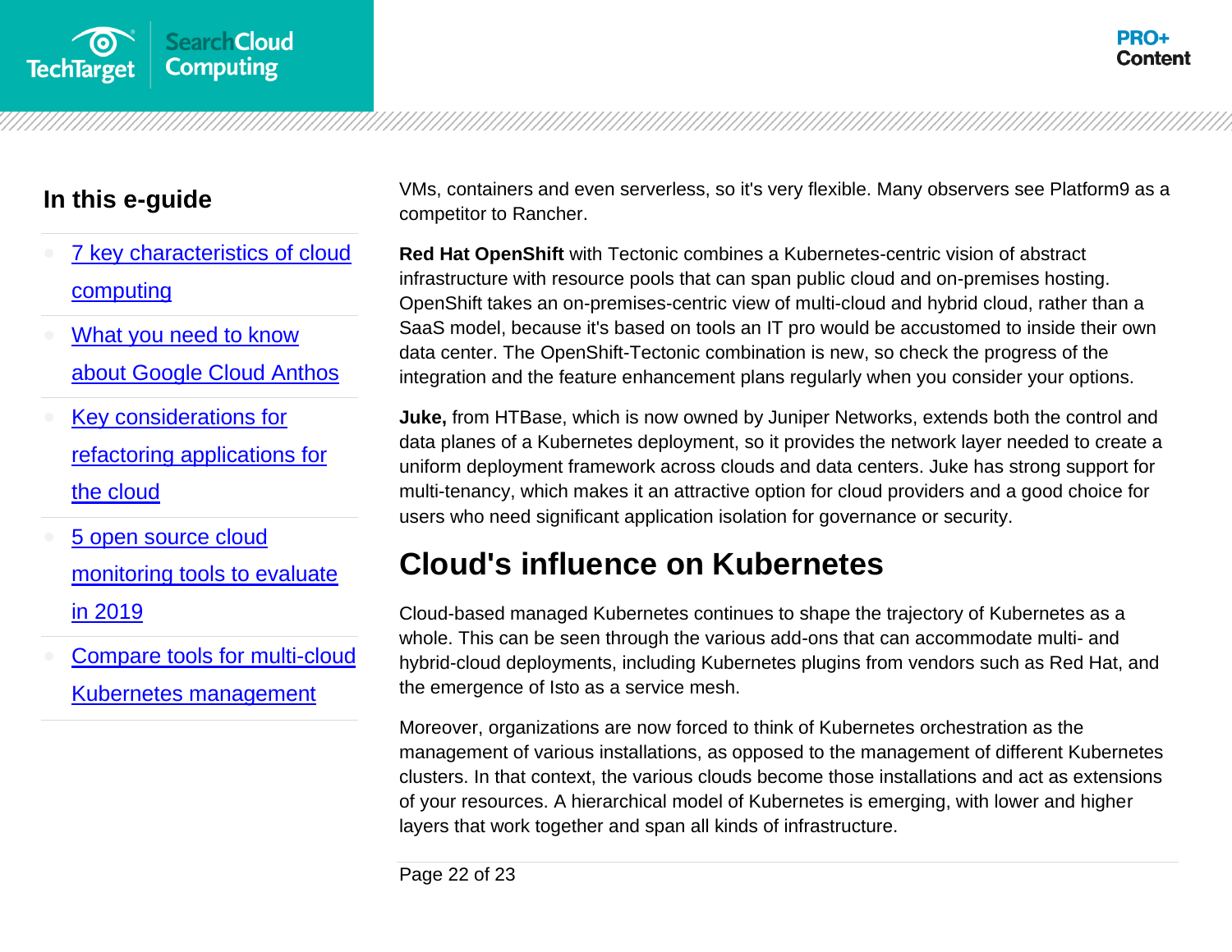## In this e-guide

- 7 key characteristics of cloud computing
- What you need to know about Google Cloud Anthos
- Key considerations for refactoring applications for the cloud
- 5 open source cloud monitoring tools to evaluate in 2019
- Compare tools for multi-cloud Kubernetes management

VMs, containers and even serverless, so it's very flexible. Many observers see Platform9 as a competitor to Rancher.

**Red Hat OpenShift** with Tectonic combines a Kubernetes-centric vision of abstract infrastructure with resource pools that can span public cloud and on-premises hosting. OpenShift takes an on-premises-centric view of multi-cloud and hybrid cloud, rather than a SaaS model, because it's based on tools an IT pro would be accustomed to inside their own data center. The OpenShift-Tectonic combination is new, so check the progress of the integration and the feature enhancement plans regularly when you consider your options.

**Juke,** from HTBase, which is now owned by Juniper Networks, extends both the control and data planes of a Kubernetes deployment, so it provides the network layer needed to create a uniform deployment framework across clouds and data centers. Juke has strong support for multi-tenancy, which makes it an attractive option for cloud providers and a good choice for users who need significant application isolation for governance or security.

## Cloud's influence on Kubernetes

Cloud-based managed Kubernetes continues to shape the trajectory of Kubernetes as a whole. This can be seen through the various add-ons that can accommodate multi- and hybrid-cloud deployments, including Kubernetes plugins from vendors such as Red Hat, and the emergence of Isto as a service mesh.

Moreover, organizations are now forced to think of Kubernetes orchestration as the management of various installations, as opposed to the management of different Kubernetes clusters. In that context, the various clouds become those installations and act as extensions of your resources. A hierarchical model of Kubernetes is emerging, with lower and higher layers that work together and span all kinds of infrastructure.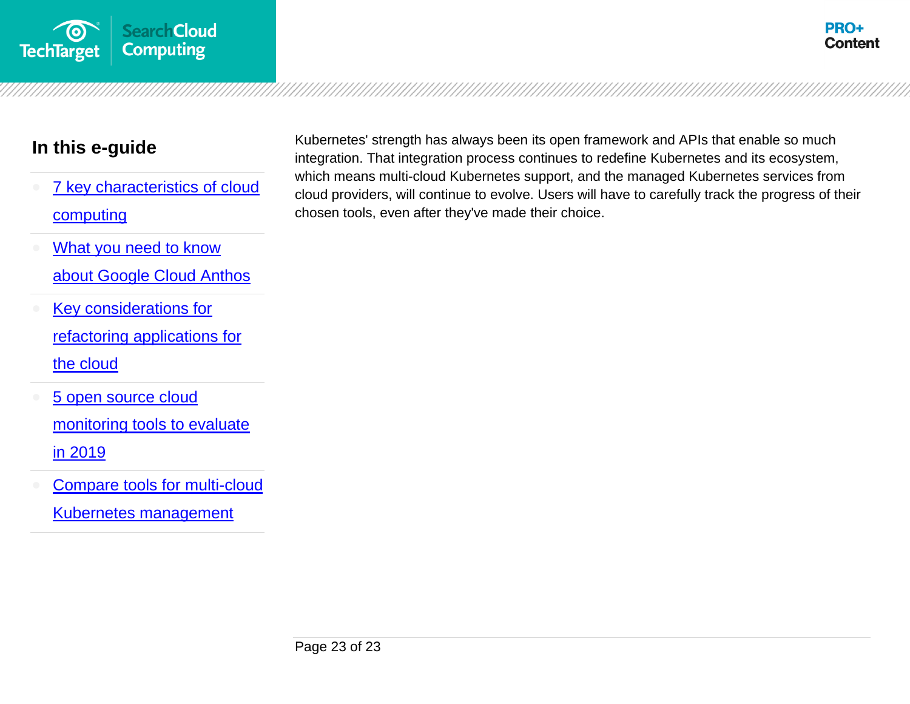## In this e-guide

- [7 key characteristics of cloud computing]
- [What you need to know about Google Cloud Anthos]
- [Key considerations for refactoring applications for the cloud]
- [5 open source cloud monitoring tools to evaluate in 2019]
- [Compare tools for multi-cloud Kubernetes management]

Kubernetes' strength has always been its open framework and APIs that enable so much integration. That integration process continues to redefine Kubernetes and its ecosystem, which means multi-cloud Kubernetes support, and the managed Kubernetes services from cloud providers, will continue to evolve. Users will have to carefully track the progress of their chosen tools, even after they've made their choice.